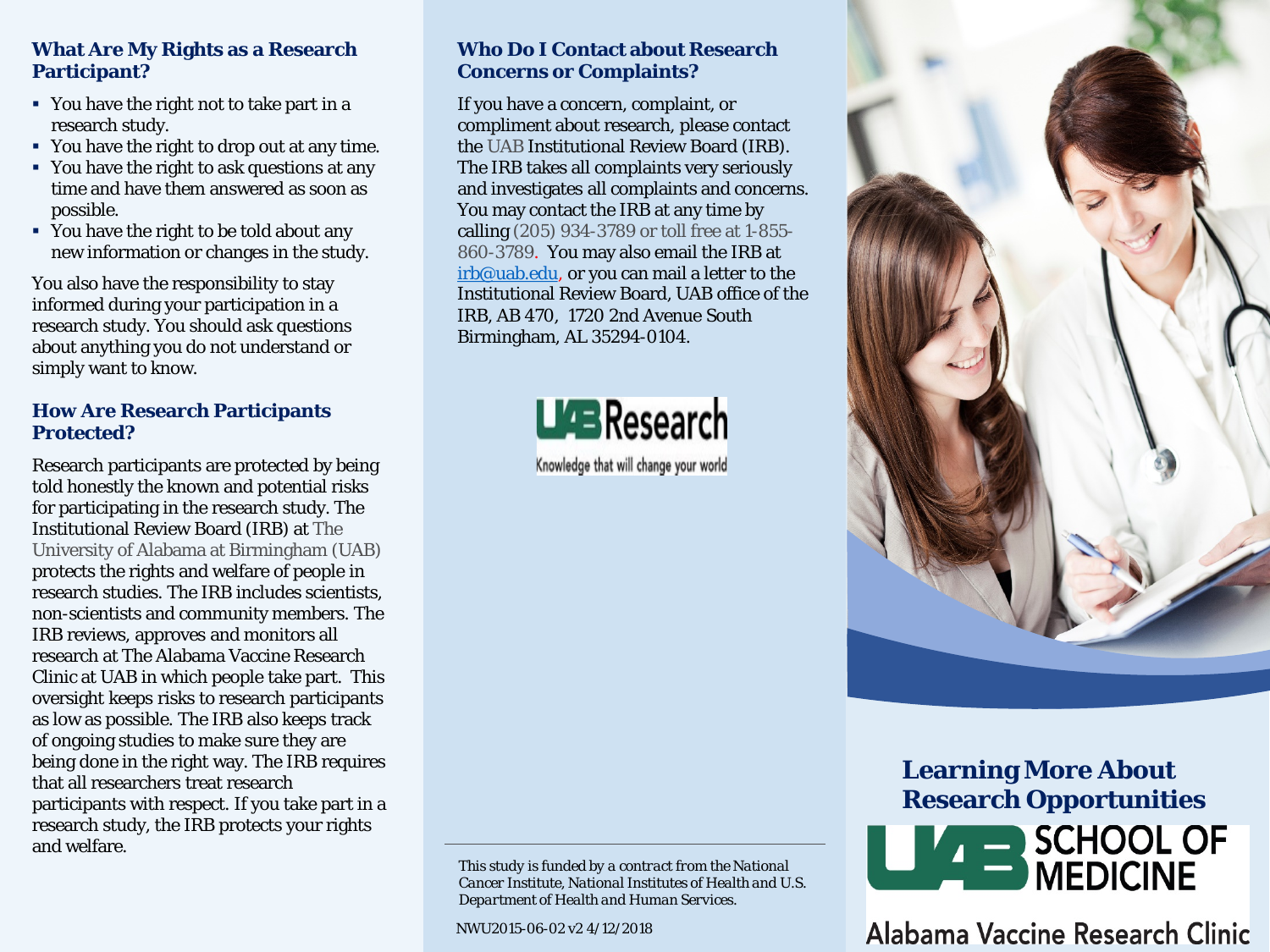## What Are My Rights as a Research Participant?

- You have the right not to take part in a research study.
- You have the right to drop out at any time.
- You have the right to ask questions at any time and have them answered as soon as possible.
- You have the right to be told about any new information or changes in the study.

You also have the responsibility to stay informed during your participation in a research study. You should ask questions about anything you do not understand or simply want to know.

## How Are Research Participants Protected?

Research participants are protected by being told honestly the known and potential risks for participating in the research study. The Institutional Review Board (IRB) at The University of Alabama at Birmingham (UAB) protects the rights and welfare of people in research studies. The IRB includes scientists, non-scientists and community members. The IRB reviews, approves and monitors all research at The Alabama Vaccine Research Clinic at UAB in which people take part. This oversight keeps risks to research participants as low as possible. The IRB also keeps track of ongoing studies to make sure they are being done in the right way. The IRB requires that all researchers treat research participants with respect. If you take part in a research study, the IRB protects your rights and welfare.

## Who Do I Contact about Research Concerns or Complaints?

If you have a concern, complaint, or compliment about research, please contact the UAB Institutional Review Board (IRB). The IRB takes all complaints very seriously and investigates all complaints and concerns. You may contact the IRB at any time by calling (205) 934-3789 or toll free at 1-855-860-3789. You may also email the IRB at irb@uab.edu, or you can mail a letter to the Institutional Review Board, UAB office of the IRB, AB 470, 1720 2nd Avenue South Birmingham, AL 35294-0104.

UAB Research

Knowledge that will change your world

*This study is funded by a contract from the National Cancer Institute, National Institutes of Health and U.S. Department of Health and Human Services.*

NWU2015-06-02 v2 4/12/2018

# Learning More About Research Opportunities

UAB SCHOOL OF MEDICINE

Alabama Vaccine Research Clinic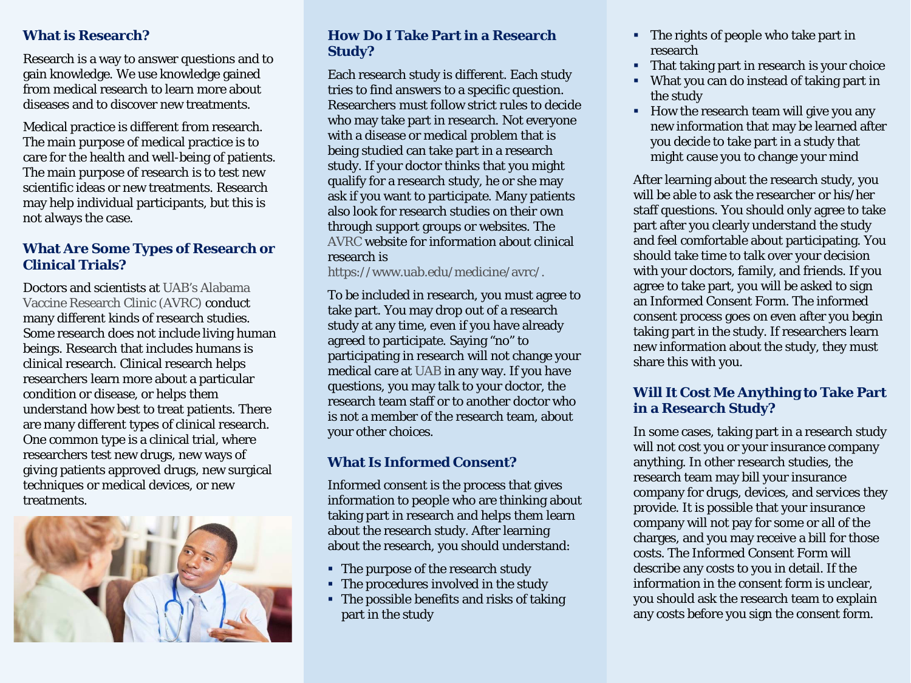## What is Research?

Research is a way to answer questions and to gain knowledge. We use knowledge gained from medical research to learn more about diseases and to discover new treatments.

Medical practice is different from research. The main purpose of medical practice is to care for the health and well-being of patients. The main purpose of research is to test new scientific ideas or new treatments. Research may help individual participants, but this is not always the case.

## What Are Some Types of Research or Clinical Trials?

Doctors and scientists at UAB's Alabama Vaccine Research Clinic (AVRC) conduct many different kinds of research studies. Some research does not include living human beings. Research that includes humans is clinical research. Clinical research helps researchers learn more about a particular condition or disease, or helps them understand how best to treat patients. There are many different types of clinical research. One common type is a clinical trial, where researchers test new drugs, new ways of giving patients approved drugs, new surgical techniques or medical devices, or new treatments.

## How Do I Take Part in a Research Study?

Each research study is different. Each study tries to find answers to a specific question. Researchers must follow strict rules to decide who may take part in research. Not everyone with a disease or medical problem that is being studied can take part in a research study. If your doctor thinks that you might qualify for a research study, he or she may ask if you want to participate. Many patients also look for research studies on their own through support groups or websites. The AVRC website for information about clinical research is https://www.uab.edu/medicine/avrc/.

To be included in research, you must agree to take part. You may drop out of a research study at any time, even if you have already agreed to participate. Saying "no" to participating in research will not change your medical care at UAB in any way. If you have questions, you may talk to your doctor, the research team staff or to another doctor who is not a member of the research team, about your other choices.

## What Is Informed Consent?

Informed consent is the process that gives information to people who are thinking about taking part in research and helps them learn about the research study. After learning about the research, you should understand:

- The purpose of the research study
- The procedures involved in the study
- The possible benefits and risks of taking part in the study
- The rights of people who take part in research
- That taking part in research is your choice
- What you can do instead of taking part in the study
- How the research team will give you any new information that may be learned after you decide to take part in a study that might cause you to change your mind

After learning about the research study, you will be able to ask the researcher or his/her staff questions. You should only agree to take part after you clearly understand the study and feel comfortable about participating. You should take time to talk over your decision with your doctors, family, and friends. If you agree to take part, you will be asked to sign an Informed Consent Form. The informed consent process goes on even after you begin taking part in the study. If researchers learn new information about the study, they must share this with you.

## Will It Cost Me Anything to Take Part in a Research Study?

In some cases, taking part in a research study will not cost you or your insurance company anything. In other research studies, the research team may bill your insurance company for drugs, devices, and services they provide. It is possible that your insurance company will not pay for some or all of the charges, and you may receive a bill for those costs. The Informed Consent Form will describe any costs to you in detail. If the information in the consent form is unclear, you should ask the research team to explain any costs before you sign the consent form.